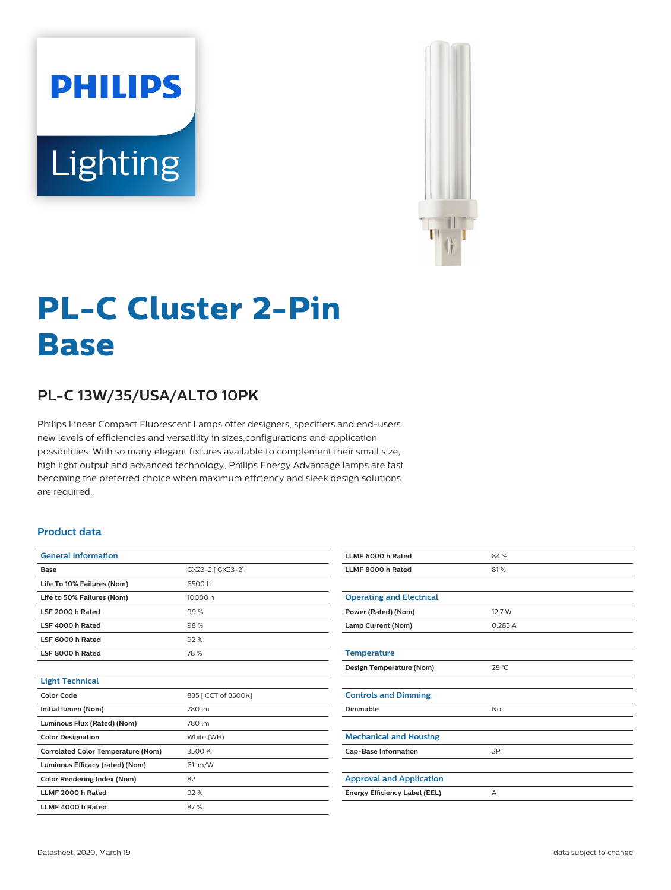# PL-C Cluster 2-Pin Base

## PL-C 13W/35/USA/ALTO 10PK

Philips Linear Compact Fluorescent Lamps offer designers, specifiers and end-users new levels of efficiencies and versatility in sizes,configurations and application possibilities. With so many elegant fixtures available to complement their small size, high light output and advanced technology, Philips Energy Advantage lamps are fast becoming the preferred choice when maximum effciency and sleek design solutions are required.

### Product data

| General Information | |
|---|---|
| Base | GX23-2 [ GX23-2] |
| Life To 10% Failures (Nom) | 6500 h |
| Life to 50% Failures (Nom) | 10000 h |
| LSF 2000 h Rated | 99 % |
| LSF 4000 h Rated | 98 % |
| LSF 6000 h Rated | 92 % |
| LSF 8000 h Rated | 78 % |

| Light Technical | |
|---|---|
| Color Code | 835 [ CCT of 3500K] |
| Initial lumen (Nom) | 780 lm |
| Luminous Flux (Rated) (Nom) | 780 lm |
| Color Designation | White (WH) |
| Correlated Color Temperature (Nom) | 3500 K |
| Luminous Efficacy (rated) (Nom) | 61 lm/W |
| Color Rendering Index (Nom) | 82 |
| LLMF 2000 h Rated | 92 % |
| LLMF 4000 h Rated | 87 % |
| LLMF 6000 h Rated | 84 % |
| LLMF 8000 h Rated | 81 % |

| Operating and Electrical | |
|---|---|
| Power (Rated) (Nom) | 12.7 W |
| Lamp Current (Nom) | 0.285 A |

| Temperature | |
|---|---|
| Design Temperature (Nom) | 28 °C |

| Controls and Dimming | |
|---|---|
| Dimmable | No |

| Mechanical and Housing | |
|---|---|
| Cap-Base Information | 2P |

| Approval and Application | |
|---|---|
| Energy Efficiency Label (EEL) | A |

Datasheet, 2020, March 19 data subject to change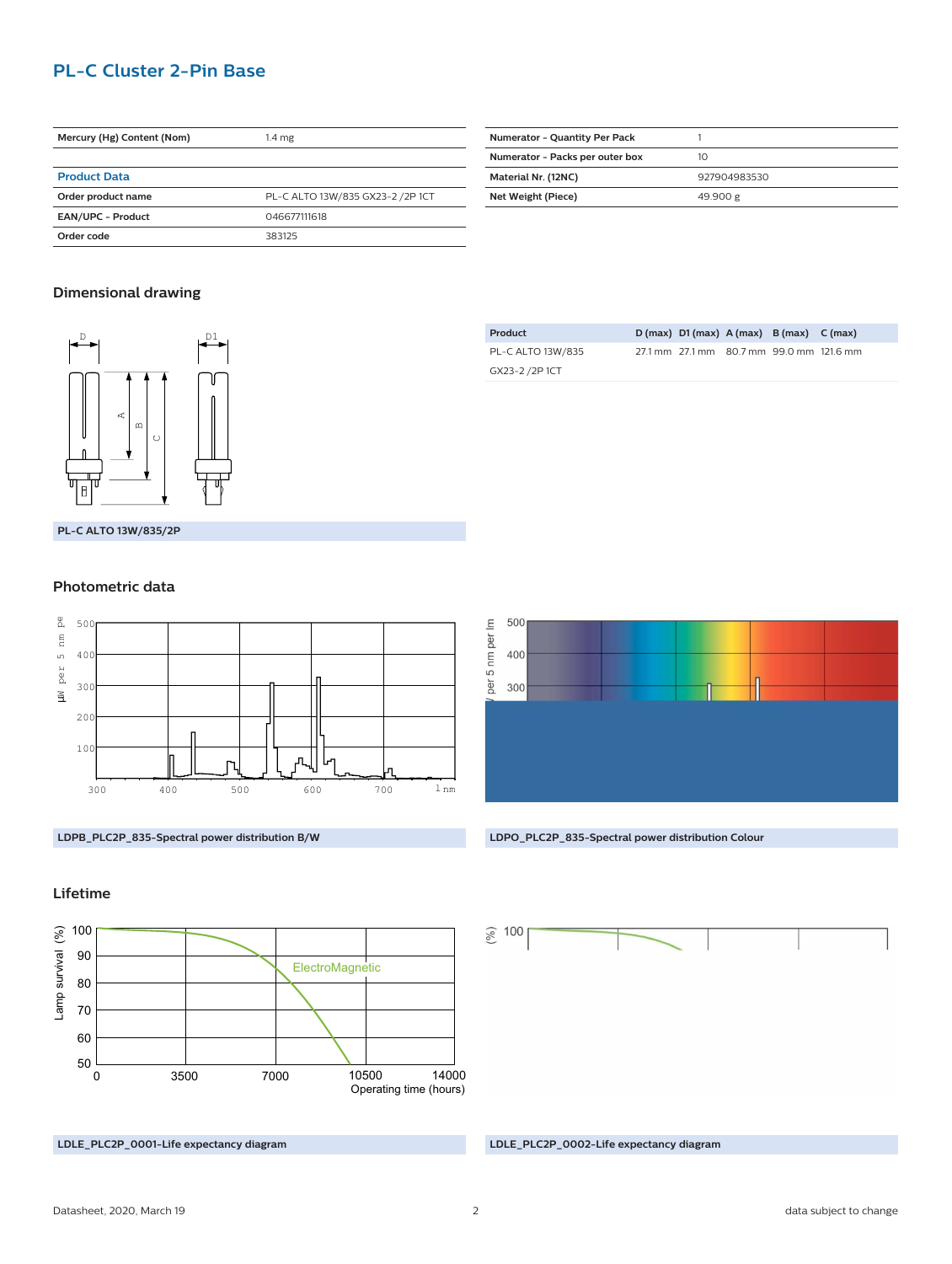## PL-C Cluster 2-Pin Base

| Mercury (Hg) Content (Nom) | 1.4 mg |
|---|---|

| **Product Data** | |
|---|---|
| Order product name | PL-C ALTO 13W/835 GX23-2 /2P 1CT |
| EAN/UPC - Product | 046677111618 |
| Order code | 383125 |

| Numerator - Quantity Per Pack | 1 |
|---|---|
| Numerator - Packs per outer box | 10 |
| Material Nr. (12NC) | 927904983530 |
| Net Weight (Piece) | 49.900 g |

### Dimensional drawing

PL-C ALTO 13W/835/2P

| Product | D (max) | D1 (max) | A (max) | B (max) | C (max) |
|---|---|---|---|---|---|
| PL-C ALTO 13W/835 GX23-2 /2P 1CT | 27.1 mm | 27.1 mm | 80.7 mm | 99.0 mm | 121.6 mm |

### Photometric data

LDPB_PLC2P_835-Spectral power distribution B/W

LDPO_PLC2P_835-Spectral power distribution Colour

### Lifetime

LDLE_PLC2P_0001-Life expectancy diagram

LDLE_PLC2P_0002-Life expectancy diagram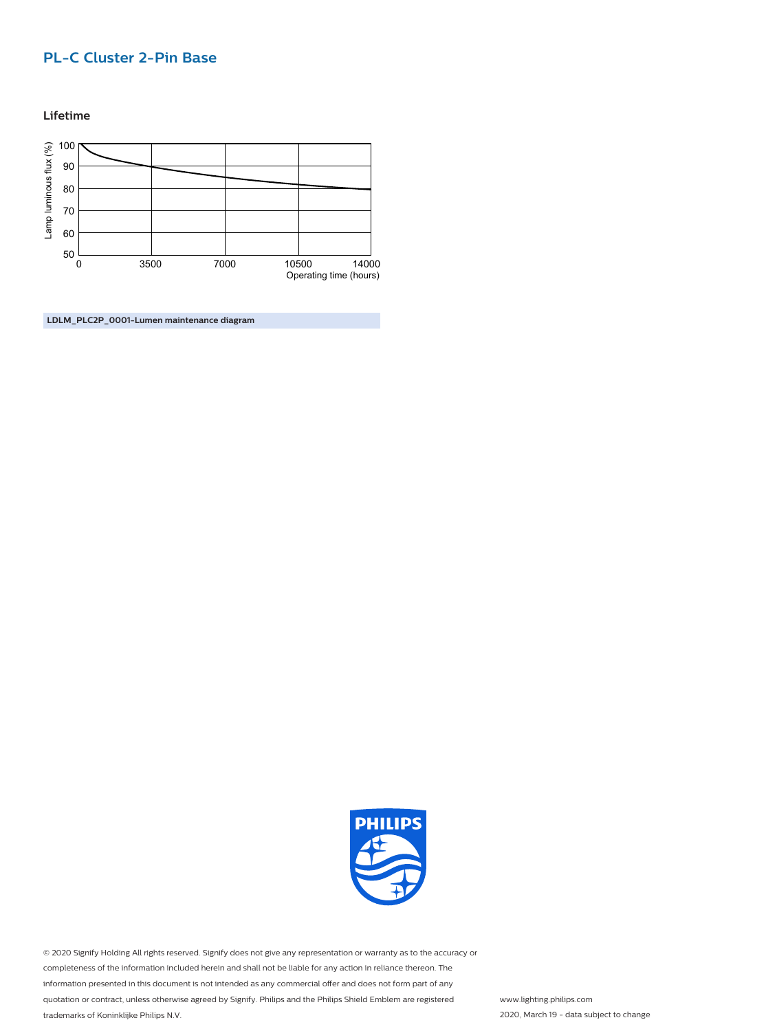## PL-C Cluster 2-Pin Base

### Lifetime

Lamp luminous flux (%)

100
90
80
70
60
50

0
3500
7000
10500
14000

Operating time (hours)

**LDLM_PLC2P_0001-Lumen maintenance diagram**

© 2020 Signify Holding All rights reserved. Signify does not give any representation or warranty as to the accuracy or completeness of the information included herein and shall not be liable for any action in reliance thereon. The information presented in this document is not intended as any commercial offer and does not form part of any quotation or contract, unless otherwise agreed by Signify. Philips and the Philips Shield Emblem are registered trademarks of Koninklijke Philips N.V.

www.lighting.philips.com

2020, March 19 - data subject to change